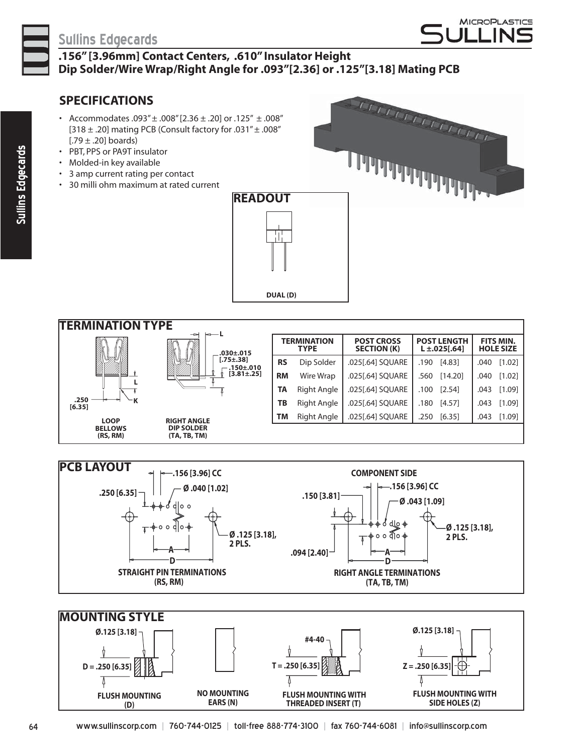# Sullins Edgecards

## .156" [3.96mm] Contact Centers, .610" Insulator Height
## Dip Solder/Wire Wrap/Right Angle for .093"[2.36] or .125"[3.18] Mating PCB

## SPECIFICATIONS

- Accommodates .093" ± .008" [2.36 ± .20] or .125" ± .008" [318 ± .20] mating PCB (Consult factory for .031" ± .008" [.79 ± .20] boards)
- PBT, PPS or PA9T insulator
- Molded-in key available
- 3 amp current rating per contact
- 30 milli ohm maximum at rated current

### READOUT

DUAL (D)

## TERMINATION TYPE

.250 [6.35]

L

K

LOOP BELLOWS (RS, RM)

.030±.015 [.75±.38]

.150±.010 [3.81±.25]

RIGHT ANGLE DIP SOLDER (TA, TB, TM)

| | TERMINATION TYPE | POST CROSS SECTION (K) | POST LENGTH L ±.025[.64] | | FITS MIN. HOLE SIZE | |
|---|---|---|---|---|---|---|
| RS | Dip Solder | .025[.64] SQUARE | .190 | [4.83] | .040 | [1.02] |
| RM | Wire Wrap | .025[.64] SQUARE | .560 | [14.20] | .040 | [1.02] |
| TA | Right Angle | .025[.64] SQUARE | .100 | [2.54] | .043 | [1.09] |
| TB | Right Angle | .025[.64] SQUARE | .180 | [4.57] | .043 | [1.09] |
| TM | Right Angle | .025[.64] SQUARE | .250 | [6.35] | .043 | [1.09] |

## PCB LAYOUT

.156 [3.96] CC

.250 [6.35]

Ø .040 [1.02]

Ø .125 [3.18], 2 PLS.

A

D

STRAIGHT PIN TERMINATIONS (RS, RM)

COMPONENT SIDE

.156 [3.96] CC

.150 [3.81]

Ø .043 [1.09]

Ø .125 [3.18], 2 PLS.

.094 [2.40]

A

D

RIGHT ANGLE TERMINATIONS (TA, TB, TM)

## MOUNTING STYLE

Ø.125 [3.18]

D = .250 [6.35]

FLUSH MOUNTING (D)

NO MOUNTING EARS (N)

#4-40

T = .250 [6.35]

FLUSH MOUNTING WITH THREADED INSERT (T)

Ø.125 [3.18]

Z = .250 [6.35]

FLUSH MOUNTING WITH SIDE HOLES (Z)

www.sullinscorp.com | 760-744-0125 | toll-free 888-774-3100 | fax 760-744-6081 | info@sullinscorp.com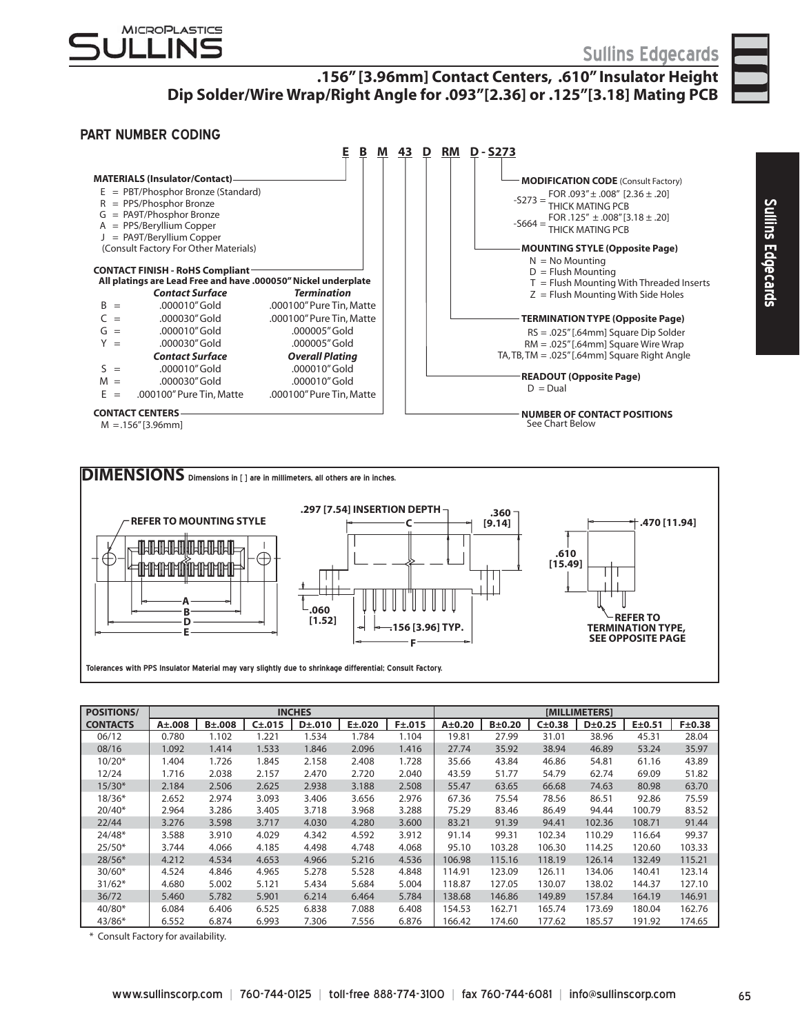# Sullins Edgecards

## .156" [3.96mm] Contact Centers, .610" Insulator Height
## Dip Solder/Wire Wrap/Right Angle for .093"[2.36] or .125"[3.18] Mating PCB

## PART NUMBER CODING

**E B M 43 D RM D - S273**

**MATERIALS (Insulator/Contact)**
- E = PBT/Phosphor Bronze (Standard)
- R = PPS/Phosphor Bronze
- G = PA9T/Phosphor Bronze
- A = PPS/Beryllium Copper
- J = PA9T/Beryllium Copper
- (Consult Factory For Other Materials)

**CONTACT FINISH - RoHS Compliant**
**All platings are Lead Free and have .000050" Nickel underplate**

| | *Contact Surface* | *Termination* |
|---|---|---|
| B = | .000010" Gold | .000100" Pure Tin, Matte |
| C = | .000030" Gold | .000100" Pure Tin, Matte |
| G = | .000010" Gold | .000005" Gold |
| Y = | .000030" Gold | .000005" Gold |
| | ***Contact Surface*** | ***Overall Plating*** |
| S = | .000010" Gold | .000010" Gold |
| M = | .000030" Gold | .000010" Gold |
| E = | .000100" Pure Tin, Matte | .000100" Pure Tin, Matte |

**CONTACT CENTERS**
M = .156" [3.96mm]

**MODIFICATION CODE** (Consult Factory)
- -S273 = FOR .093" ± .008" [2.36 ± .20] THICK MATING PCB
- -S664 = FOR .125" ± .008" [3.18 ± .20] THICK MATING PCB

**MOUNTING STYLE (Opposite Page)**
- N = No Mounting
- D = Flush Mounting
- T = Flush Mounting With Threaded Inserts
- Z = Flush Mounting With Side Holes

**TERMINATION TYPE (Opposite Page)**
- RS = .025" [.64mm] Square Dip Solder
- RM = .025" [.64mm] Square Wire Wrap
- TA, TB, TM = .025" [.64mm] Square Right Angle

**READOUT (Opposite Page)**
- D = Dual

**NUMBER OF CONTACT POSITIONS**
See Chart Below

## DIMENSIONS
Dimensions in [ ] are in millimeters, all others are in inches.

REFER TO MOUNTING STYLE
A
B
D
E
.297 [7.54] INSERTION DEPTH
C
.360 [9.14]
.060 [1.52]
.156 [3.96] TYP.
F
.470 [11.94]
.610 [15.49]
REFER TO TERMINATION TYPE, SEE OPPOSITE PAGE

Tolerances with PPS Insulator Material may vary slightly due to shrinkage differential; Consult Factory.

| POSITIONS/ | INCHES | | | | | | [MILLIMETERS] | | | | | |
|---|---|---|---|---|---|---|---|---|---|---|---|---|
| CONTACTS | A±.008 | B±.008 | C±.015 | D±.010 | E±.020 | F±.015 | A±0.20 | B±0.20 | C±0.38 | D±0.25 | E±0.51 | F±0.38 |
| 06/12 | 0.780 | 1.102 | 1.221 | 1.534 | 1.784 | 1.104 | 19.81 | 27.99 | 31.01 | 38.96 | 45.31 | 28.04 |
| 08/16 | 1.092 | 1.414 | 1.533 | 1.846 | 2.096 | 1.416 | 27.74 | 35.92 | 38.94 | 46.89 | 53.24 | 35.97 |
| 10/20* | 1.404 | 1.726 | 1.845 | 2.158 | 2.408 | 1.728 | 35.66 | 43.84 | 46.86 | 54.81 | 61.16 | 43.89 |
| 12/24 | 1.716 | 2.038 | 2.157 | 2.470 | 2.720 | 2.040 | 43.59 | 51.77 | 54.79 | 62.74 | 69.09 | 51.82 |
| 15/30* | 2.184 | 2.506 | 2.625 | 2.938 | 3.188 | 2.508 | 55.47 | 63.65 | 66.68 | 74.63 | 80.98 | 63.70 |
| 18/36* | 2.652 | 2.974 | 3.093 | 3.406 | 3.656 | 2.976 | 67.36 | 75.54 | 78.56 | 86.51 | 92.86 | 75.59 |
| 20/40* | 2.964 | 3.286 | 3.405 | 3.718 | 3.968 | 3.288 | 75.29 | 83.46 | 86.49 | 94.44 | 100.79 | 83.52 |
| 22/44 | 3.276 | 3.598 | 3.717 | 4.030 | 4.280 | 3.600 | 83.21 | 91.39 | 94.41 | 102.36 | 108.71 | 91.44 |
| 24/48* | 3.588 | 3.910 | 4.029 | 4.342 | 4.592 | 3.912 | 91.14 | 99.31 | 102.34 | 110.29 | 116.64 | 99.37 |
| 25/50* | 3.744 | 4.066 | 4.185 | 4.498 | 4.748 | 4.068 | 95.10 | 103.28 | 106.30 | 114.25 | 120.60 | 103.33 |
| 28/56* | 4.212 | 4.534 | 4.653 | 4.966 | 5.216 | 4.536 | 106.98 | 115.16 | 118.19 | 126.14 | 132.49 | 115.21 |
| 30/60* | 4.524 | 4.846 | 4.965 | 5.278 | 5.528 | 4.848 | 114.91 | 123.09 | 126.11 | 134.06 | 140.41 | 123.14 |
| 31/62* | 4.680 | 5.002 | 5.121 | 5.434 | 5.684 | 5.004 | 118.87 | 127.05 | 130.07 | 138.02 | 144.37 | 127.10 |
| 36/72 | 5.460 | 5.782 | 5.901 | 6.214 | 6.464 | 5.784 | 138.68 | 146.86 | 149.89 | 157.84 | 164.19 | 146.91 |
| 40/80* | 6.084 | 6.406 | 6.525 | 6.838 | 7.088 | 6.408 | 154.53 | 162.71 | 165.74 | 173.69 | 180.04 | 162.76 |
| 43/86* | 6.552 | 6.874 | 6.993 | 7.306 | 7.556 | 6.876 | 166.42 | 174.60 | 177.62 | 185.57 | 191.92 | 174.65 |

\* Consult Factory for availability.

www.sullinscorp.com | 760-744-0125 | toll-free 888-774-3100 | fax 760-744-6081 | info@sullinscorp.com